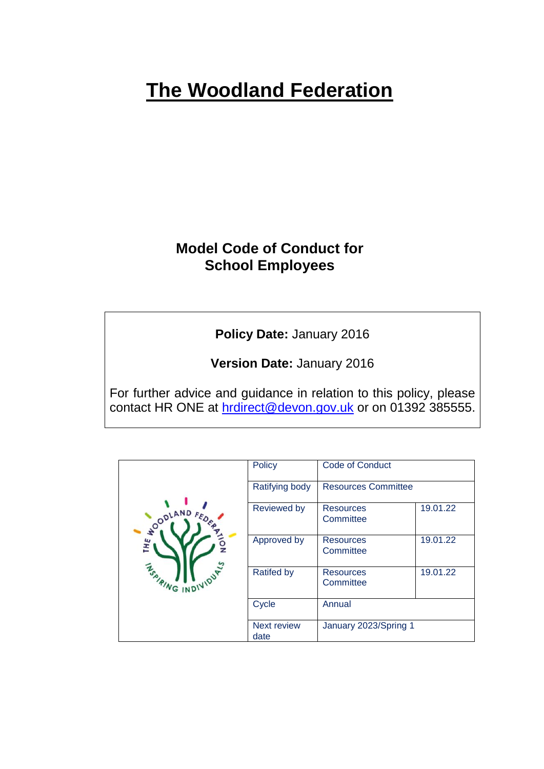# The Woodland Federation

## Model Code of Conduct for School Employees

**Policy Date:** January 2016

**Version Date:** January 2016

For further advice and guidance in relation to this policy, please contact HR ONE at hrdirect@devon.gov.uk or on 01392 385555.

| Policy | Code of Conduct | |
|---|---|---|
| Ratifying body | Resources Committee | |
| Reviewed by | Resources Committee | 19.01.22 |
| Approved by | Resources Committee | 19.01.22 |
| Ratifed by | Resources Committee | 19.01.22 |
| Cycle | Annual | |
| Next review date | January 2023/Spring 1 | |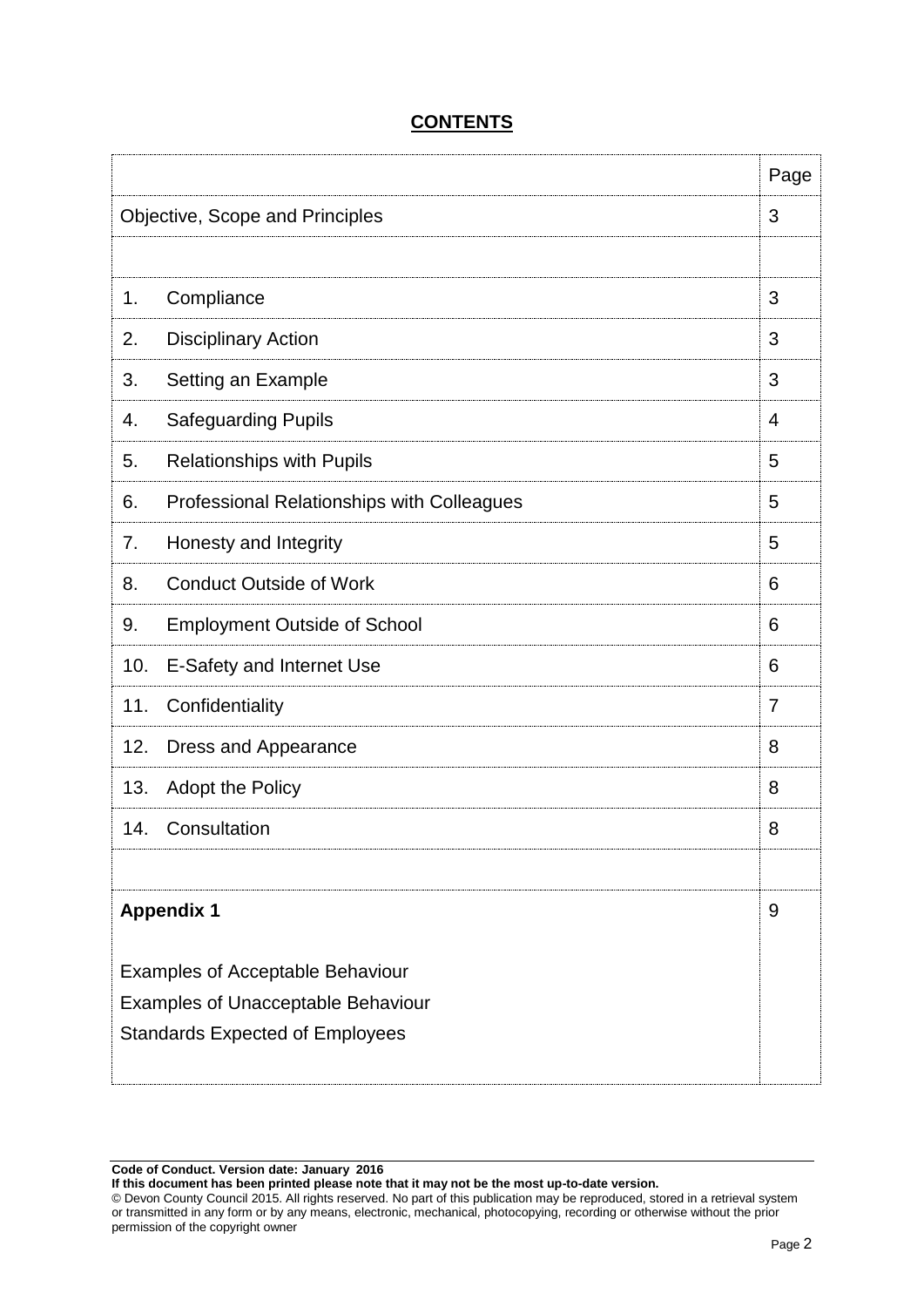# CONTENTS

| | Page |
|---|---|
| Objective, Scope and Principles | 3 |
| | |
| 1. Compliance | 3 |
| 2. Disciplinary Action | 3 |
| 3. Setting an Example | 3 |
| 4. Safeguarding Pupils | 4 |
| 5. Relationships with Pupils | 5 |
| 6. Professional Relationships with Colleagues | 5 |
| 7. Honesty and Integrity | 5 |
| 8. Conduct Outside of Work | 6 |
| 9. Employment Outside of School | 6 |
| 10. E-Safety and Internet Use | 6 |
| 11. Confidentiality | 7 |
| 12. Dress and Appearance | 8 |
| 13. Adopt the Policy | 8 |
| 14. Consultation | 8 |
| | |
| **Appendix 1**<br><br>Examples of Acceptable Behaviour<br>Examples of Unacceptable Behaviour<br>Standards Expected of Employees | 9 |

**Code of Conduct. Version date: January 2016**
**If this document has been printed please note that it may not be the most up-to-date version.**
© Devon County Council 2015. All rights reserved. No part of this publication may be reproduced, stored in a retrieval system or transmitted in any form or by any means, electronic, mechanical, photocopying, recording or otherwise without the prior permission of the copyright owner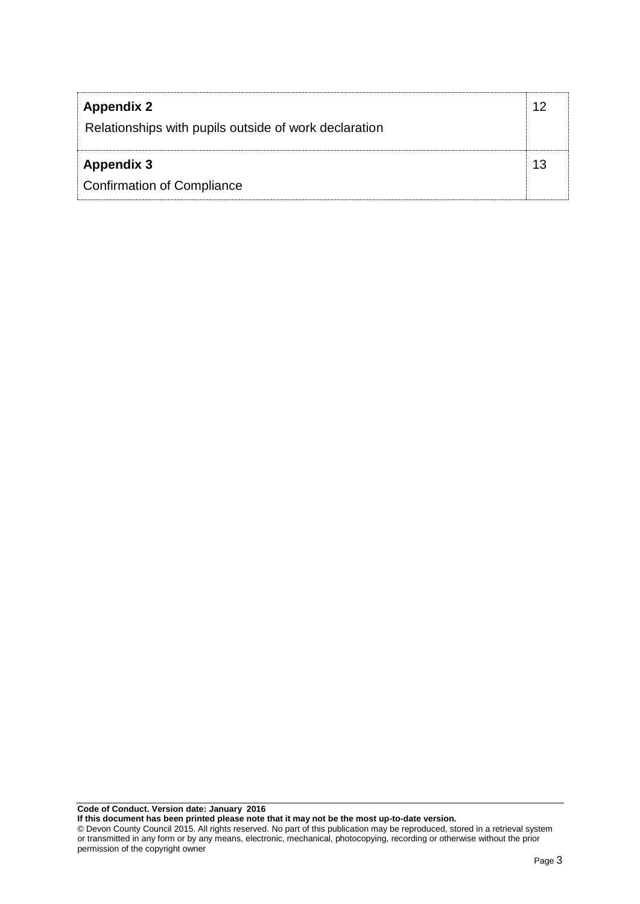| | |
|---|---|
| **Appendix 2**<br>Relationships with pupils outside of work declaration | 12 |
| **Appendix 3**<br>Confirmation of Compliance | 13 |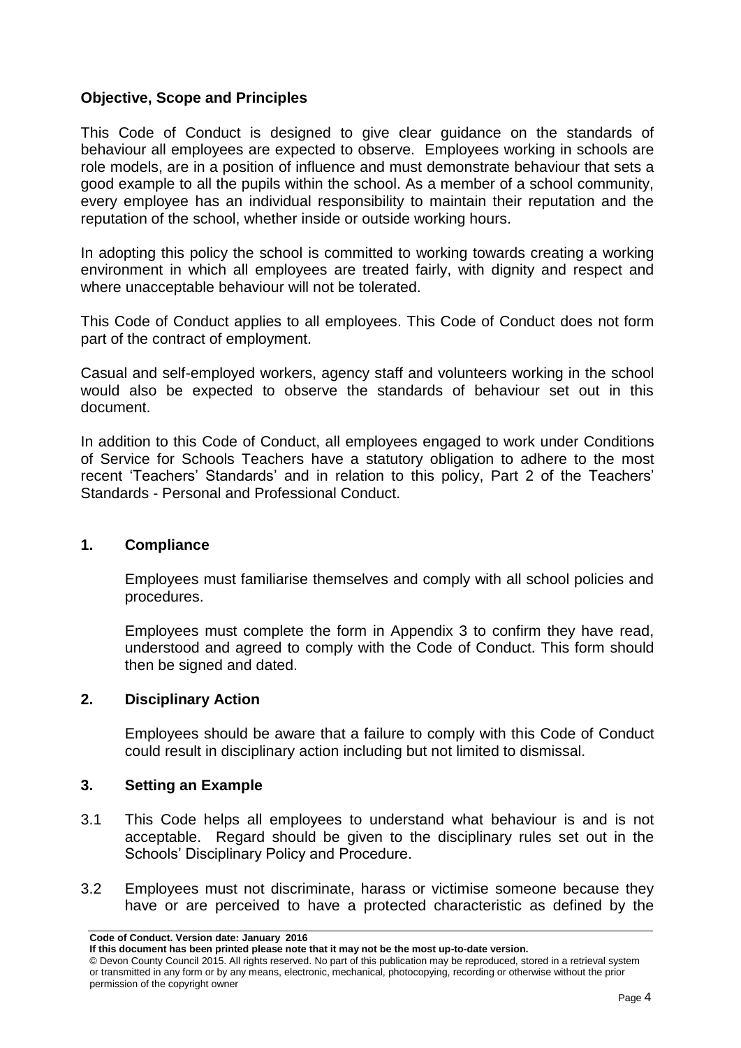## Objective, Scope and Principles

This Code of Conduct is designed to give clear guidance on the standards of behaviour all employees are expected to observe. Employees working in schools are role models, are in a position of influence and must demonstrate behaviour that sets a good example to all the pupils within the school. As a member of a school community, every employee has an individual responsibility to maintain their reputation and the reputation of the school, whether inside or outside working hours.

In adopting this policy the school is committed to working towards creating a working environment in which all employees are treated fairly, with dignity and respect and where unacceptable behaviour will not be tolerated.

This Code of Conduct applies to all employees. This Code of Conduct does not form part of the contract of employment.

Casual and self-employed workers, agency staff and volunteers working in the school would also be expected to observe the standards of behaviour set out in this document.

In addition to this Code of Conduct, all employees engaged to work under Conditions of Service for Schools Teachers have a statutory obligation to adhere to the most recent 'Teachers' Standards' and in relation to this policy, Part 2 of the Teachers' Standards - Personal and Professional Conduct.

## 1. Compliance

Employees must familiarise themselves and comply with all school policies and procedures.

Employees must complete the form in Appendix 3 to confirm they have read, understood and agreed to comply with the Code of Conduct. This form should then be signed and dated.

## 2. Disciplinary Action

Employees should be aware that a failure to comply with this Code of Conduct could result in disciplinary action including but not limited to dismissal.

## 3. Setting an Example

3.1 This Code helps all employees to understand what behaviour is and is not acceptable. Regard should be given to the disciplinary rules set out in the Schools' Disciplinary Policy and Procedure.

3.2 Employees must not discriminate, harass or victimise someone because they have or are perceived to have a protected characteristic as defined by the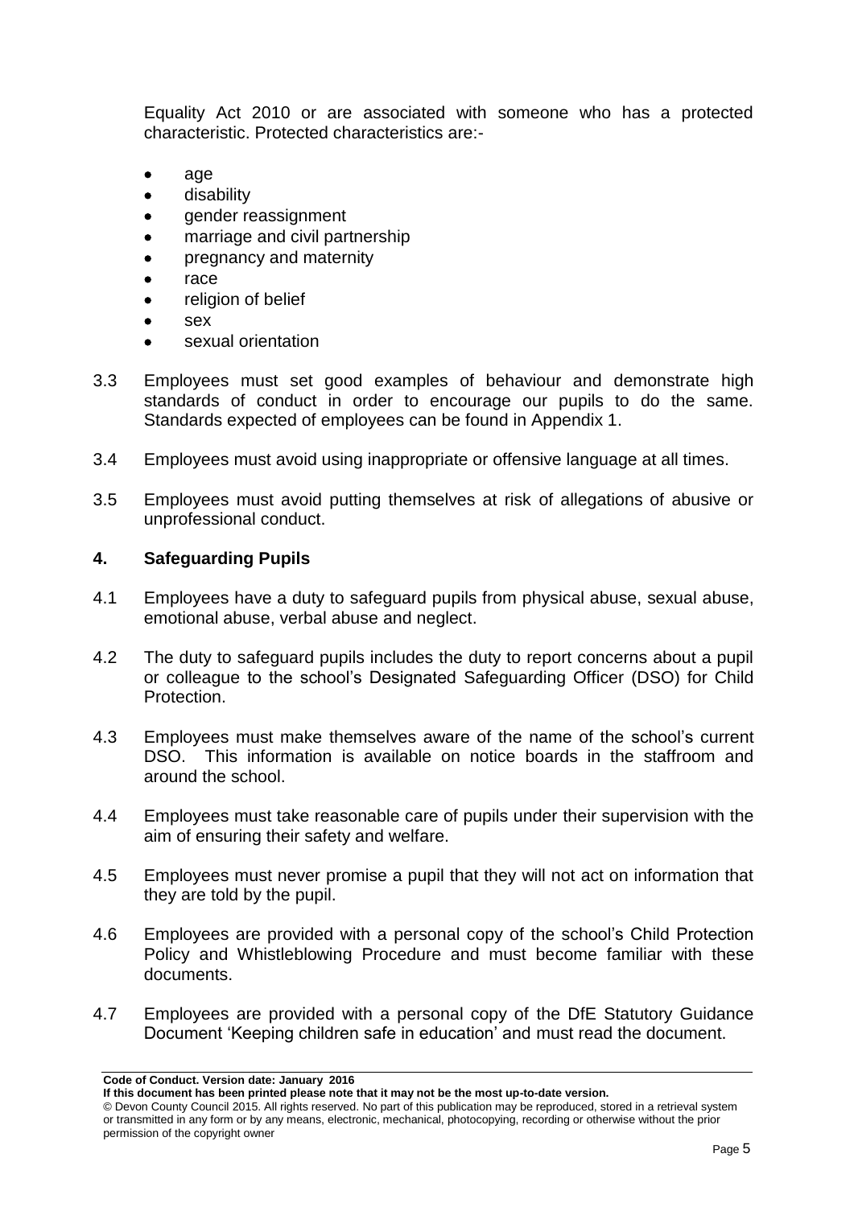Equality Act 2010 or are associated with someone who has a protected characteristic. Protected characteristics are:-

- age
- disability
- gender reassignment
- marriage and civil partnership
- pregnancy and maternity
- race
- religion of belief
- sex
- sexual orientation

3.3 Employees must set good examples of behaviour and demonstrate high standards of conduct in order to encourage our pupils to do the same. Standards expected of employees can be found in Appendix 1.

3.4 Employees must avoid using inappropriate or offensive language at all times.

3.5 Employees must avoid putting themselves at risk of allegations of abusive or unprofessional conduct.

## 4. Safeguarding Pupils

4.1 Employees have a duty to safeguard pupils from physical abuse, sexual abuse, emotional abuse, verbal abuse and neglect.

4.2 The duty to safeguard pupils includes the duty to report concerns about a pupil or colleague to the school's Designated Safeguarding Officer (DSO) for Child Protection.

4.3 Employees must make themselves aware of the name of the school's current DSO. This information is available on notice boards in the staffroom and around the school.

4.4 Employees must take reasonable care of pupils under their supervision with the aim of ensuring their safety and welfare.

4.5 Employees must never promise a pupil that they will not act on information that they are told by the pupil.

4.6 Employees are provided with a personal copy of the school's Child Protection Policy and Whistleblowing Procedure and must become familiar with these documents.

4.7 Employees are provided with a personal copy of the DfE Statutory Guidance Document 'Keeping children safe in education' and must read the document.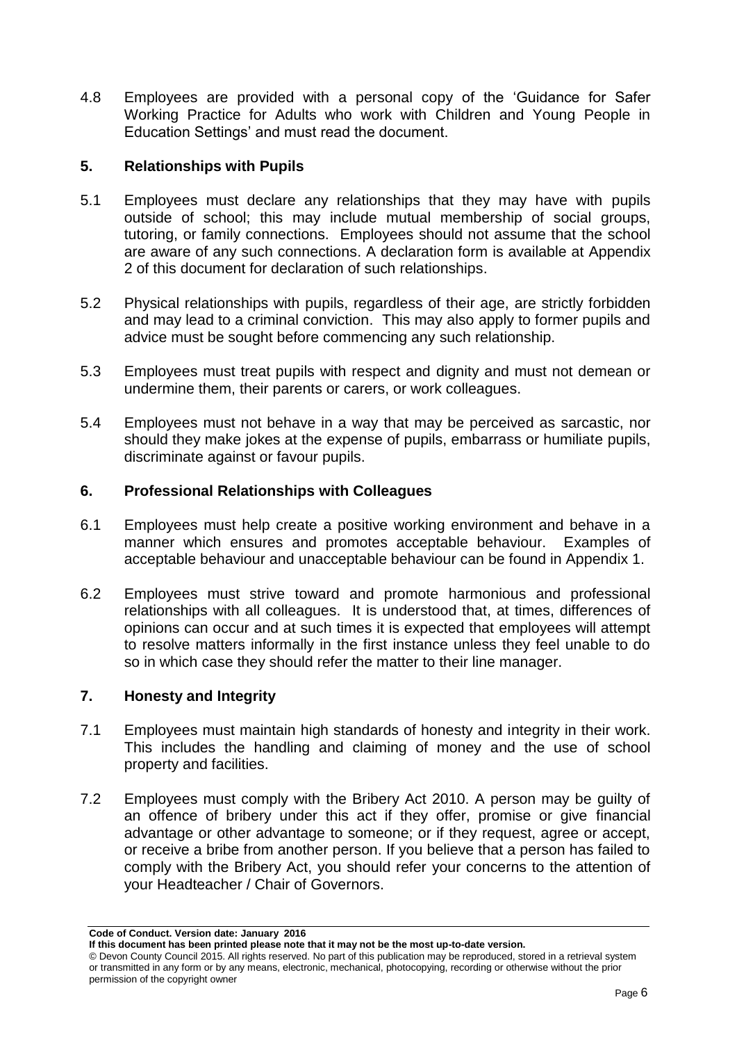4.8 Employees are provided with a personal copy of the 'Guidance for Safer Working Practice for Adults who work with Children and Young People in Education Settings' and must read the document.

## 5. Relationships with Pupils

5.1 Employees must declare any relationships that they may have with pupils outside of school; this may include mutual membership of social groups, tutoring, or family connections. Employees should not assume that the school are aware of any such connections. A declaration form is available at Appendix 2 of this document for declaration of such relationships.

5.2 Physical relationships with pupils, regardless of their age, are strictly forbidden and may lead to a criminal conviction. This may also apply to former pupils and advice must be sought before commencing any such relationship.

5.3 Employees must treat pupils with respect and dignity and must not demean or undermine them, their parents or carers, or work colleagues.

5.4 Employees must not behave in a way that may be perceived as sarcastic, nor should they make jokes at the expense of pupils, embarrass or humiliate pupils, discriminate against or favour pupils.

## 6. Professional Relationships with Colleagues

6.1 Employees must help create a positive working environment and behave in a manner which ensures and promotes acceptable behaviour. Examples of acceptable behaviour and unacceptable behaviour can be found in Appendix 1.

6.2 Employees must strive toward and promote harmonious and professional relationships with all colleagues. It is understood that, at times, differences of opinions can occur and at such times it is expected that employees will attempt to resolve matters informally in the first instance unless they feel unable to do so in which case they should refer the matter to their line manager.

## 7. Honesty and Integrity

7.1 Employees must maintain high standards of honesty and integrity in their work. This includes the handling and claiming of money and the use of school property and facilities.

7.2 Employees must comply with the Bribery Act 2010. A person may be guilty of an offence of bribery under this act if they offer, promise or give financial advantage or other advantage to someone; or if they request, agree or accept, or receive a bribe from another person. If you believe that a person has failed to comply with the Bribery Act, you should refer your concerns to the attention of your Headteacher / Chair of Governors.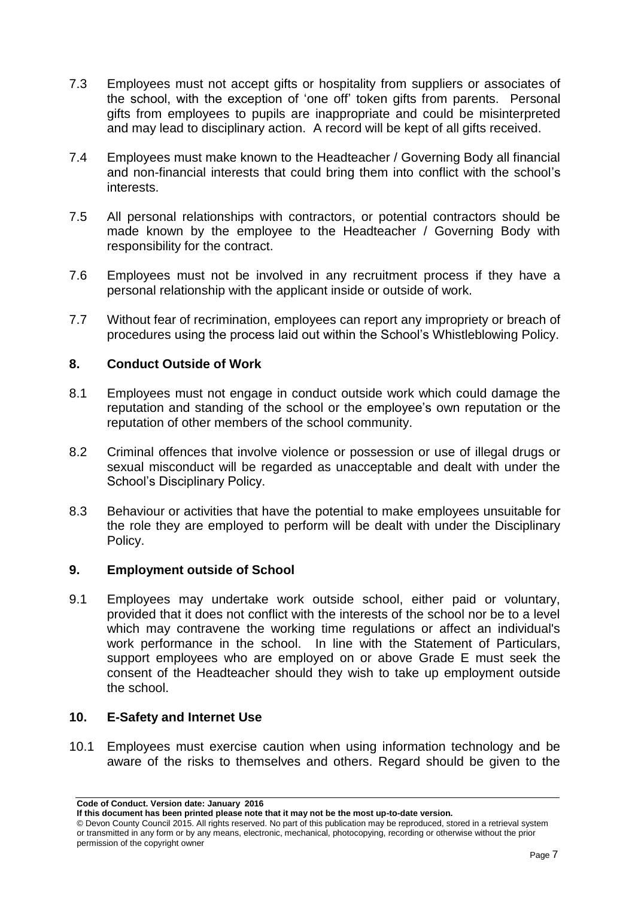7.3 Employees must not accept gifts or hospitality from suppliers or associates of the school, with the exception of 'one off' token gifts from parents. Personal gifts from employees to pupils are inappropriate and could be misinterpreted and may lead to disciplinary action. A record will be kept of all gifts received.

7.4 Employees must make known to the Headteacher / Governing Body all financial and non-financial interests that could bring them into conflict with the school's interests.

7.5 All personal relationships with contractors, or potential contractors should be made known by the employee to the Headteacher / Governing Body with responsibility for the contract.

7.6 Employees must not be involved in any recruitment process if they have a personal relationship with the applicant inside or outside of work.

7.7 Without fear of recrimination, employees can report any impropriety or breach of procedures using the process laid out within the School's Whistleblowing Policy.

## 8. Conduct Outside of Work

8.1 Employees must not engage in conduct outside work which could damage the reputation and standing of the school or the employee's own reputation or the reputation of other members of the school community.

8.2 Criminal offences that involve violence or possession or use of illegal drugs or sexual misconduct will be regarded as unacceptable and dealt with under the School's Disciplinary Policy.

8.3 Behaviour or activities that have the potential to make employees unsuitable for the role they are employed to perform will be dealt with under the Disciplinary Policy.

## 9. Employment outside of School

9.1 Employees may undertake work outside school, either paid or voluntary, provided that it does not conflict with the interests of the school nor be to a level which may contravene the working time regulations or affect an individual's work performance in the school. In line with the Statement of Particulars, support employees who are employed on or above Grade E must seek the consent of the Headteacher should they wish to take up employment outside the school.

## 10. E-Safety and Internet Use

10.1 Employees must exercise caution when using information technology and be aware of the risks to themselves and others. Regard should be given to the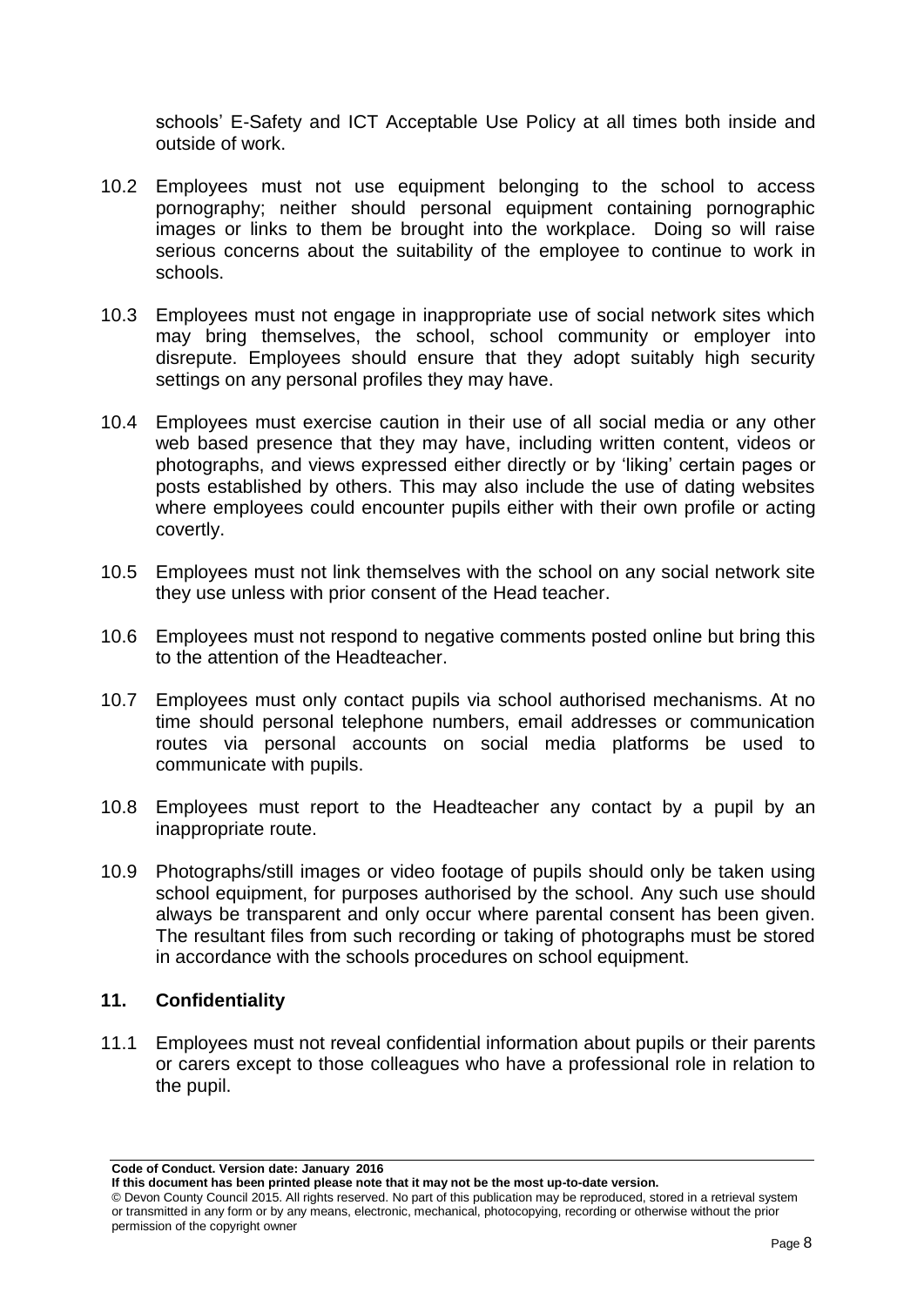schools' E-Safety and ICT Acceptable Use Policy at all times both inside and outside of work.

10.2 Employees must not use equipment belonging to the school to access pornography; neither should personal equipment containing pornographic images or links to them be brought into the workplace. Doing so will raise serious concerns about the suitability of the employee to continue to work in schools.

10.3 Employees must not engage in inappropriate use of social network sites which may bring themselves, the school, school community or employer into disrepute. Employees should ensure that they adopt suitably high security settings on any personal profiles they may have.

10.4 Employees must exercise caution in their use of all social media or any other web based presence that they may have, including written content, videos or photographs, and views expressed either directly or by 'liking' certain pages or posts established by others. This may also include the use of dating websites where employees could encounter pupils either with their own profile or acting covertly.

10.5 Employees must not link themselves with the school on any social network site they use unless with prior consent of the Head teacher.

10.6 Employees must not respond to negative comments posted online but bring this to the attention of the Headteacher.

10.7 Employees must only contact pupils via school authorised mechanisms. At no time should personal telephone numbers, email addresses or communication routes via personal accounts on social media platforms be used to communicate with pupils.

10.8 Employees must report to the Headteacher any contact by a pupil by an inappropriate route.

10.9 Photographs/still images or video footage of pupils should only be taken using school equipment, for purposes authorised by the school. Any such use should always be transparent and only occur where parental consent has been given. The resultant files from such recording or taking of photographs must be stored in accordance with the schools procedures on school equipment.

## 11. Confidentiality

11.1 Employees must not reveal confidential information about pupils or their parents or carers except to those colleagues who have a professional role in relation to the pupil.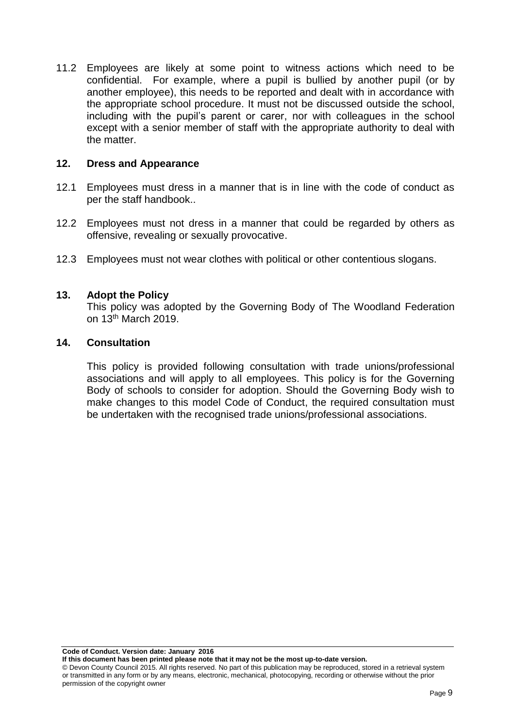11.2 Employees are likely at some point to witness actions which need to be confidential. For example, where a pupil is bullied by another pupil (or by another employee), this needs to be reported and dealt with in accordance with the appropriate school procedure. It must not be discussed outside the school, including with the pupil's parent or carer, nor with colleagues in the school except with a senior member of staff with the appropriate authority to deal with the matter.

## 12. Dress and Appearance

12.1 Employees must dress in a manner that is in line with the code of conduct as per the staff handbook..

12.2 Employees must not dress in a manner that could be regarded by others as offensive, revealing or sexually provocative.

12.3 Employees must not wear clothes with political or other contentious slogans.

## 13. Adopt the Policy

This policy was adopted by the Governing Body of The Woodland Federation on 13th March 2019.

## 14. Consultation

This policy is provided following consultation with trade unions/professional associations and will apply to all employees. This policy is for the Governing Body of schools to consider for adoption. Should the Governing Body wish to make changes to this model Code of Conduct, the required consultation must be undertaken with the recognised trade unions/professional associations.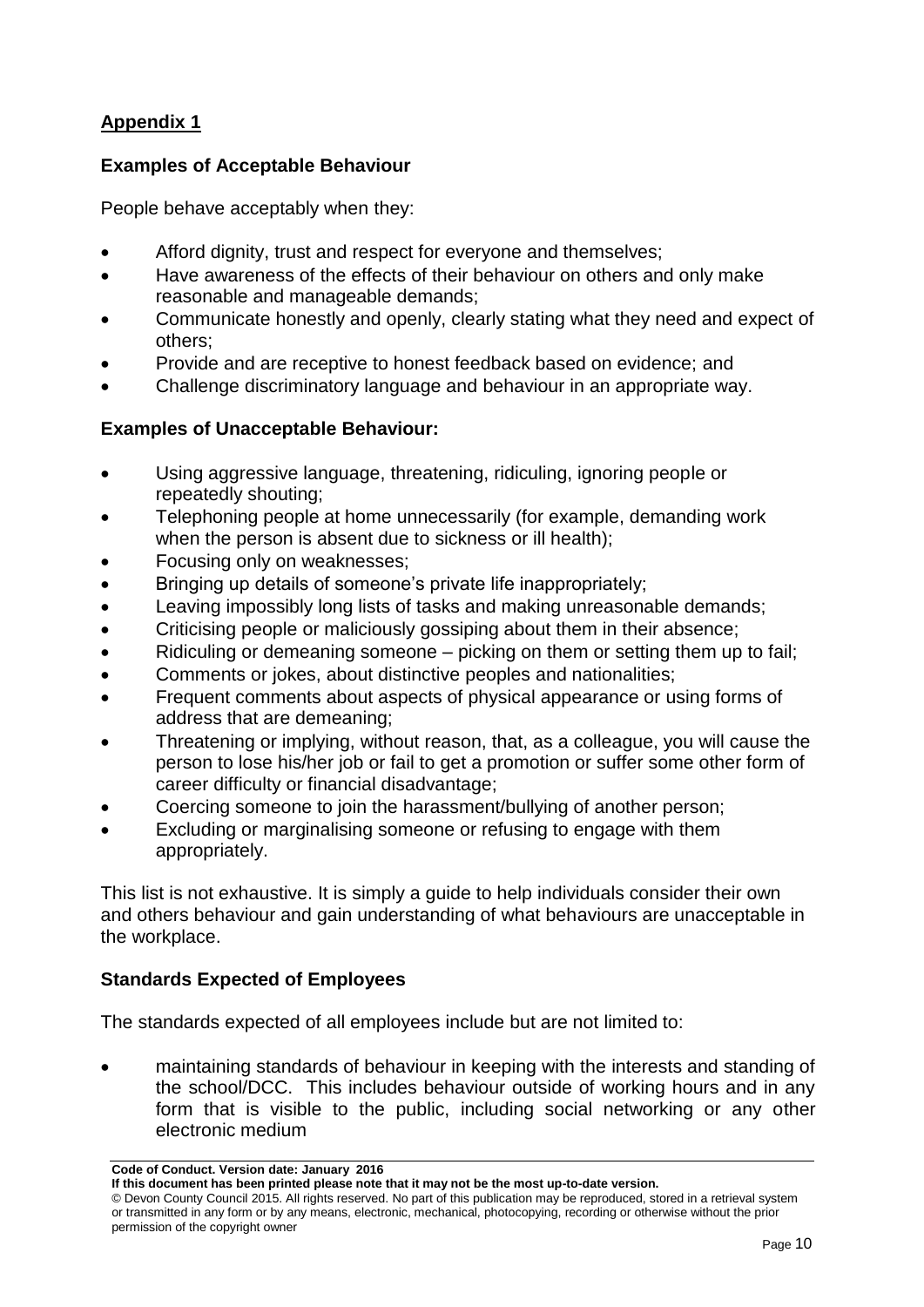## Appendix 1

### Examples of Acceptable Behaviour

People behave acceptably when they:

- Afford dignity, trust and respect for everyone and themselves;
- Have awareness of the effects of their behaviour on others and only make reasonable and manageable demands;
- Communicate honestly and openly, clearly stating what they need and expect of others;
- Provide and are receptive to honest feedback based on evidence; and
- Challenge discriminatory language and behaviour in an appropriate way.

### Examples of Unacceptable Behaviour:

- Using aggressive language, threatening, ridiculing, ignoring people or repeatedly shouting;
- Telephoning people at home unnecessarily (for example, demanding work when the person is absent due to sickness or ill health);
- Focusing only on weaknesses;
- Bringing up details of someone's private life inappropriately;
- Leaving impossibly long lists of tasks and making unreasonable demands;
- Criticising people or maliciously gossiping about them in their absence;
- Ridiculing or demeaning someone – picking on them or setting them up to fail;
- Comments or jokes, about distinctive peoples and nationalities;
- Frequent comments about aspects of physical appearance or using forms of address that are demeaning;
- Threatening or implying, without reason, that, as a colleague, you will cause the person to lose his/her job or fail to get a promotion or suffer some other form of career difficulty or financial disadvantage;
- Coercing someone to join the harassment/bullying of another person;
- Excluding or marginalising someone or refusing to engage with them appropriately.

This list is not exhaustive. It is simply a guide to help individuals consider their own and others behaviour and gain understanding of what behaviours are unacceptable in the workplace.

### Standards Expected of Employees

The standards expected of all employees include but are not limited to:

- maintaining standards of behaviour in keeping with the interests and standing of the school/DCC. This includes behaviour outside of working hours and in any form that is visible to the public, including social networking or any other electronic medium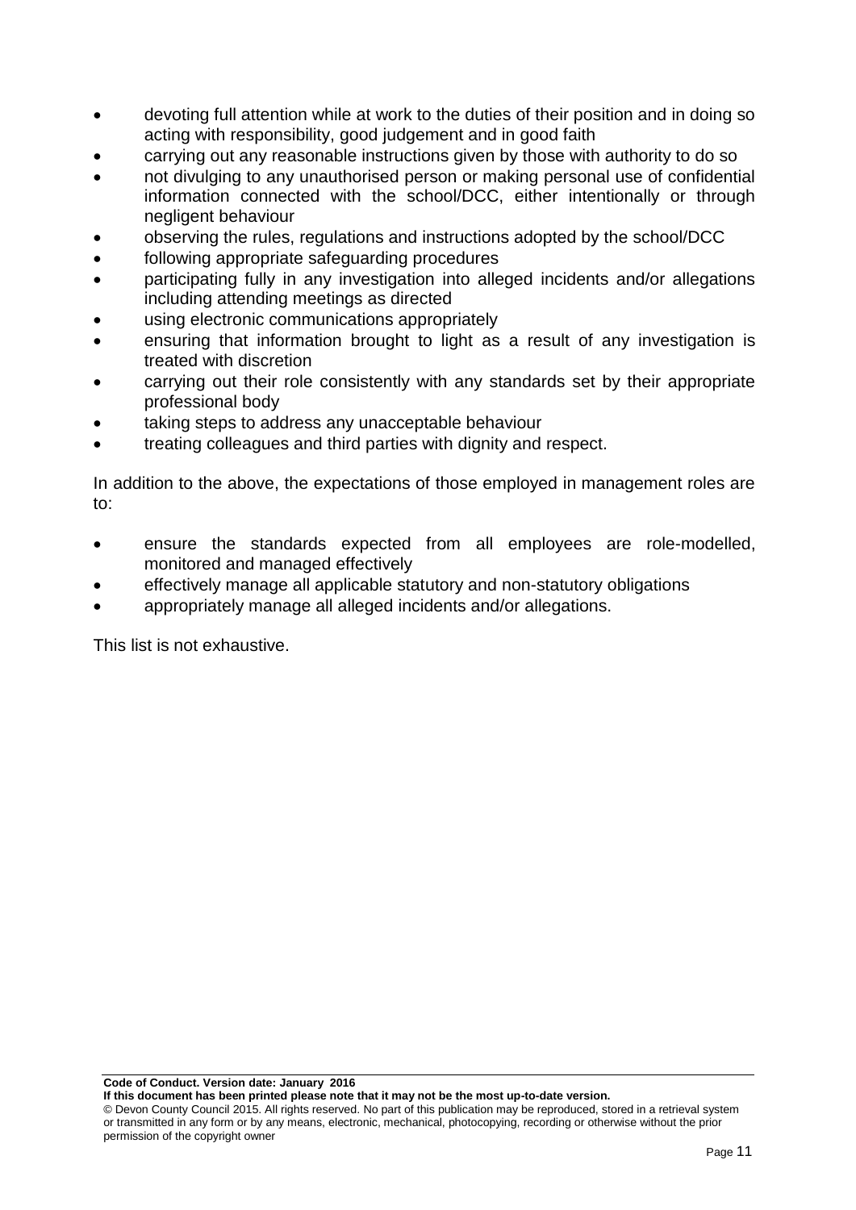- devoting full attention while at work to the duties of their position and in doing so acting with responsibility, good judgement and in good faith
- carrying out any reasonable instructions given by those with authority to do so
- not divulging to any unauthorised person or making personal use of confidential information connected with the school/DCC, either intentionally or through negligent behaviour
- observing the rules, regulations and instructions adopted by the school/DCC
- following appropriate safeguarding procedures
- participating fully in any investigation into alleged incidents and/or allegations including attending meetings as directed
- using electronic communications appropriately
- ensuring that information brought to light as a result of any investigation is treated with discretion
- carrying out their role consistently with any standards set by their appropriate professional body
- taking steps to address any unacceptable behaviour
- treating colleagues and third parties with dignity and respect.

In addition to the above, the expectations of those employed in management roles are to:

- ensure the standards expected from all employees are role-modelled, monitored and managed effectively
- effectively manage all applicable statutory and non-statutory obligations
- appropriately manage all alleged incidents and/or allegations.

This list is not exhaustive.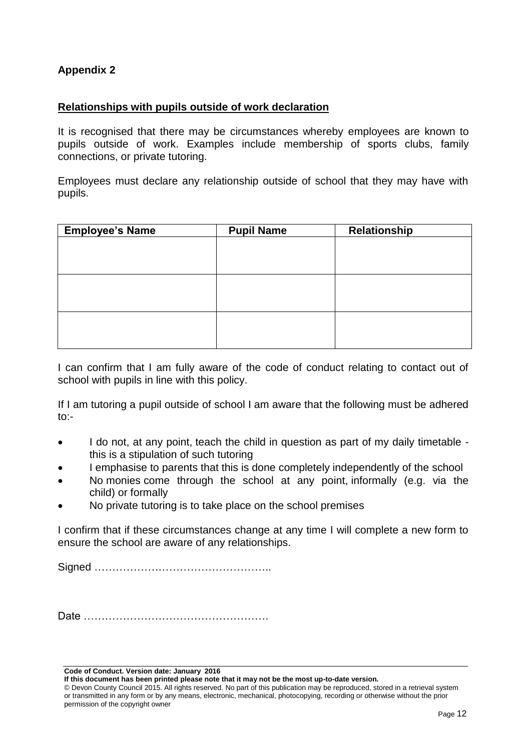**Appendix 2**

**Relationships with pupils outside of work declaration**

It is recognised that there may be circumstances whereby employees are known to pupils outside of work. Examples include membership of sports clubs, family connections, or private tutoring.

Employees must declare any relationship outside of school that they may have with pupils.

| Employee's Name | Pupil Name | Relationship |
|---|---|---|
| | | |
| | | |
| | | |

I can confirm that I am fully aware of the code of conduct relating to contact out of school with pupils in line with this policy.

If I am tutoring a pupil outside of school I am aware that the following must be adhered to:-

- I do not, at any point, teach the child in question as part of my daily timetable - this is a stipulation of such tutoring
- I emphasise to parents that this is done completely independently of the school
- No monies come through the school at any point, informally (e.g. via the child) or formally
- No private tutoring is to take place on the school premises

I confirm that if these circumstances change at any time I will complete a new form to ensure the school are aware of any relationships.

Signed …………………………………………..

Date …………………………………………….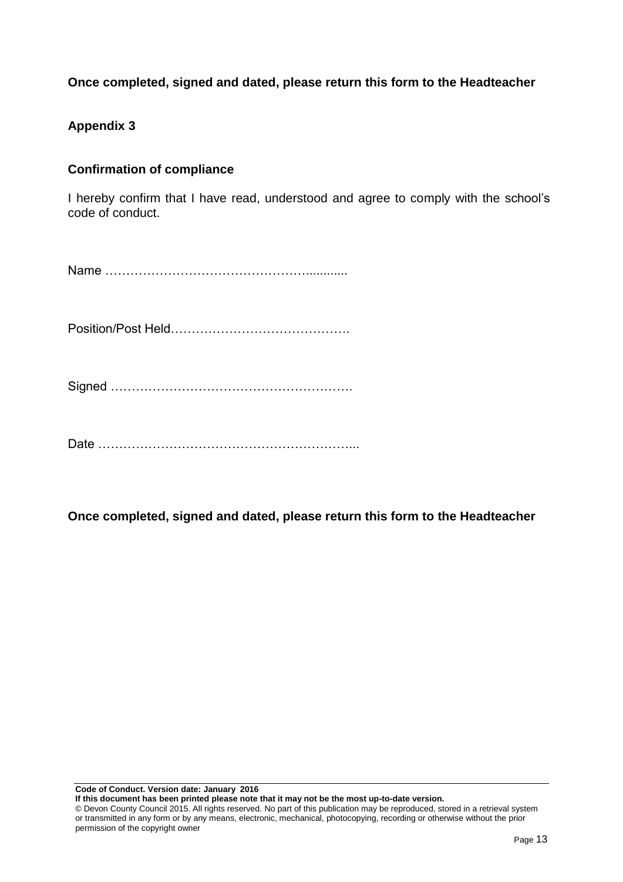**Once completed, signed and dated, please return this form to the Headteacher**

## Appendix 3

### Confirmation of compliance

I hereby confirm that I have read, understood and agree to comply with the school's code of conduct.

Name …………………………………………...........

Position/Post Held…………………………………….

Signed ………………………………………………….

Date ……………………………………………………...

**Once completed, signed and dated, please return this form to the Headteacher**